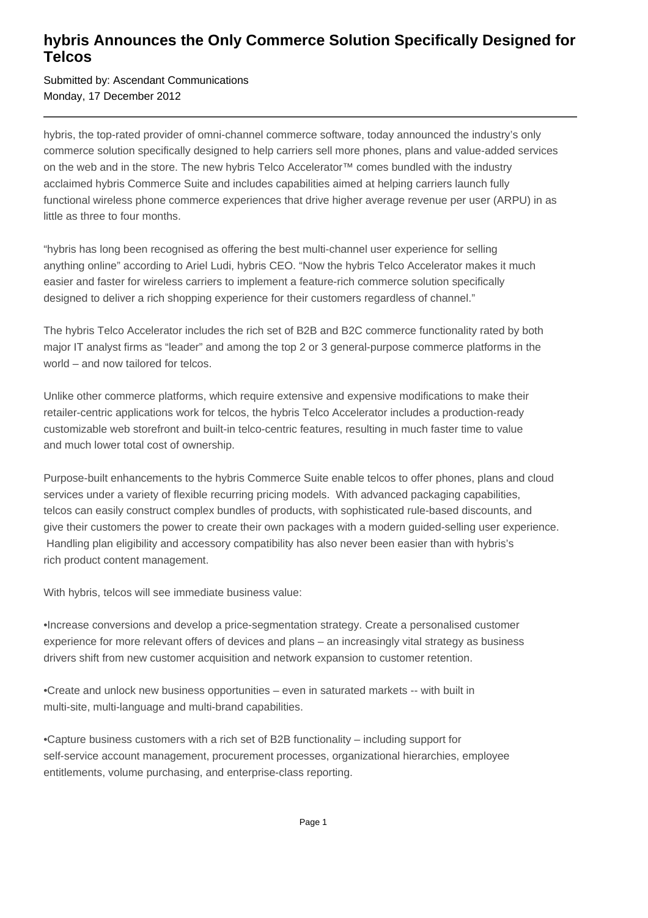# hybris Announces the Only Commerce Solution Specifically Designed for Telcos

Submitted by: Ascendant Communications
Monday, 17 December 2012

---

hybris, the top-rated provider of omni-channel commerce software, today announced the industry's only commerce solution specifically designed to help carriers sell more phones, plans and value-added services on the web and in the store. The new hybris Telco Accelerator™ comes bundled with the industry acclaimed hybris Commerce Suite and includes capabilities aimed at helping carriers launch fully functional wireless phone commerce experiences that drive higher average revenue per user (ARPU) in as little as three to four months.

"hybris has long been recognised as offering the best multi-channel user experience for selling anything online" according to Ariel Ludi, hybris CEO. "Now the hybris Telco Accelerator makes it much easier and faster for wireless carriers to implement a feature-rich commerce solution specifically designed to deliver a rich shopping experience for their customers regardless of channel."

The hybris Telco Accelerator includes the rich set of B2B and B2C commerce functionality rated by both major IT analyst firms as "leader" and among the top 2 or 3 general-purpose commerce platforms in the world – and now tailored for telcos.

Unlike other commerce platforms, which require extensive and expensive modifications to make their retailer-centric applications work for telcos, the hybris Telco Accelerator includes a production-ready customizable web storefront and built-in telco-centric features, resulting in much faster time to value and much lower total cost of ownership.

Purpose-built enhancements to the hybris Commerce Suite enable telcos to offer phones, plans and cloud services under a variety of flexible recurring pricing models. With advanced packaging capabilities, telcos can easily construct complex bundles of products, with sophisticated rule-based discounts, and give their customers the power to create their own packages with a modern guided-selling user experience. Handling plan eligibility and accessory compatibility has also never been easier than with hybris's rich product content management.

With hybris, telcos will see immediate business value:

•Increase conversions and develop a price-segmentation strategy. Create a personalised customer experience for more relevant offers of devices and plans – an increasingly vital strategy as business drivers shift from new customer acquisition and network expansion to customer retention.

•Create and unlock new business opportunities – even in saturated markets -- with built in multi-site, multi-language and multi-brand capabilities.

•Capture business customers with a rich set of B2B functionality – including support for self-service account management, procurement processes, organizational hierarchies, employee entitlements, volume purchasing, and enterprise-class reporting.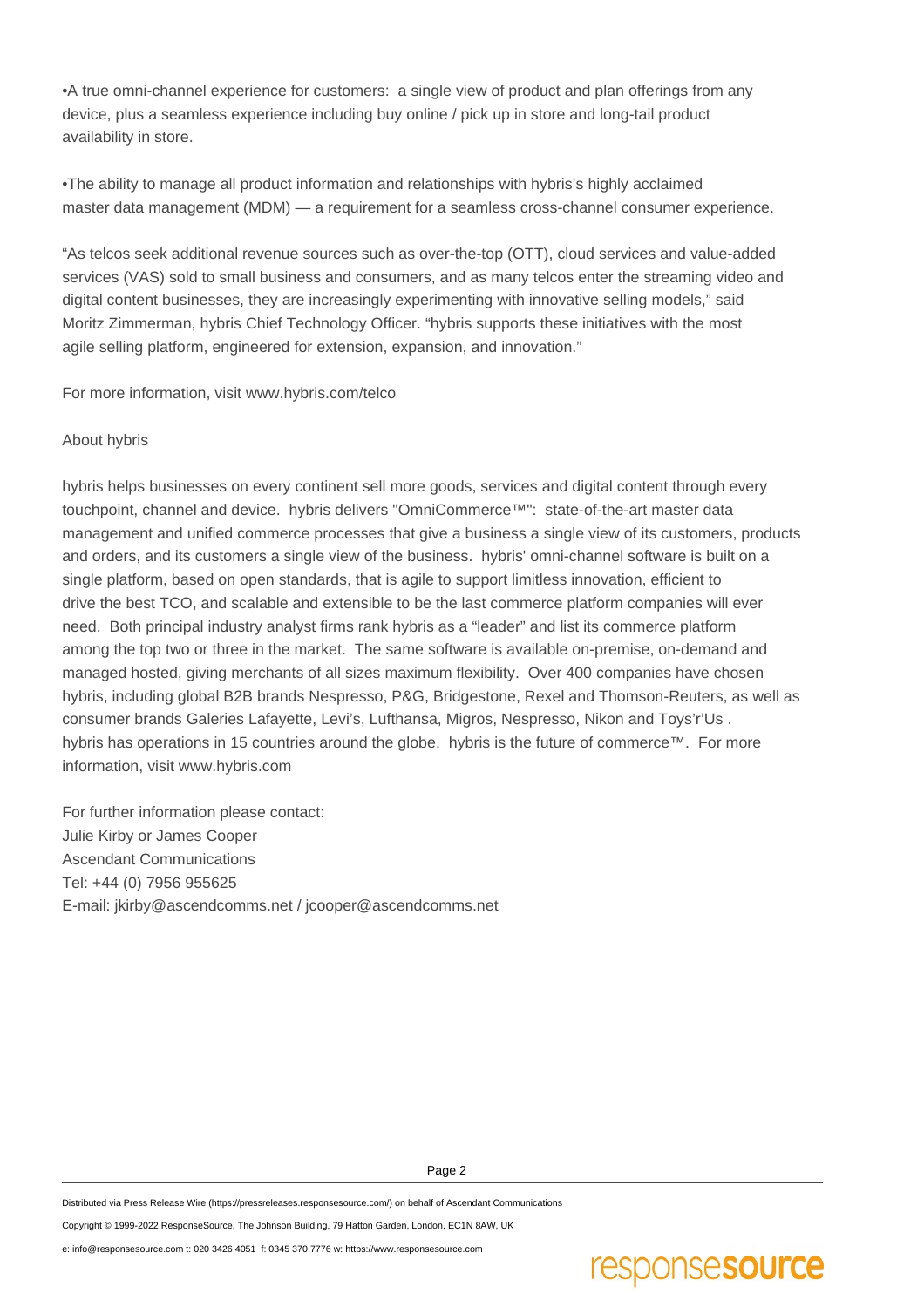•A true omni-channel experience for customers: a single view of product and plan offerings from any device, plus a seamless experience including buy online / pick up in store and long-tail product availability in store.

•The ability to manage all product information and relationships with hybris's highly acclaimed master data management (MDM) — a requirement for a seamless cross-channel consumer experience.

"As telcos seek additional revenue sources such as over-the-top (OTT), cloud services and value-added services (VAS) sold to small business and consumers, and as many telcos enter the streaming video and digital content businesses, they are increasingly experimenting with innovative selling models," said Moritz Zimmerman, hybris Chief Technology Officer. "hybris supports these initiatives with the most agile selling platform, engineered for extension, expansion, and innovation."

For more information, visit www.hybris.com/telco

About hybris

hybris helps businesses on every continent sell more goods, services and digital content through every touchpoint, channel and device. hybris delivers "OmniCommerce™": state-of-the-art master data management and unified commerce processes that give a business a single view of its customers, products and orders, and its customers a single view of the business. hybris' omni-channel software is built on a single platform, based on open standards, that is agile to support limitless innovation, efficient to drive the best TCO, and scalable and extensible to be the last commerce platform companies will ever need. Both principal industry analyst firms rank hybris as a "leader" and list its commerce platform among the top two or three in the market. The same software is available on-premise, on-demand and managed hosted, giving merchants of all sizes maximum flexibility. Over 400 companies have chosen hybris, including global B2B brands Nespresso, P&G, Bridgestone, Rexel and Thomson-Reuters, as well as consumer brands Galeries Lafayette, Levi's, Lufthansa, Migros, Nespresso, Nikon and Toys'r'Us . hybris has operations in 15 countries around the globe. hybris is the future of commerce™. For more information, visit www.hybris.com

For further information please contact:
Julie Kirby or James Cooper
Ascendant Communications
Tel: +44 (0) 7956 955625
E-mail: jkirby@ascendcomms.net / jcooper@ascendcomms.net

Distributed via Press Release Wire (https://pressreleases.responsesource.com/) on behalf of Ascendant Communications

Copyright © 1999-2022 ResponseSource, The Johnson Building, 79 Hatton Garden, London, EC1N 8AW, UK

e: info@responsesource.com t: 020 3426 4051 f: 0345 370 7776 w: https://www.responsesource.com